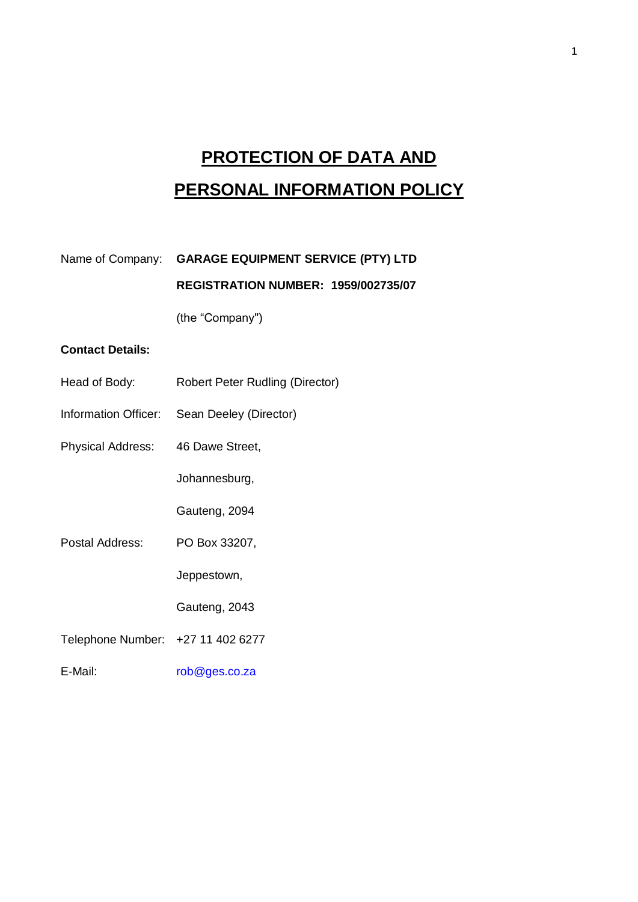# PROTECTION OF DATA AND PERSONAL INFORMATION POLICY

Name of Company: **GARAGE EQUIPMENT SERVICE (PTY) LTD**

**REGISTRATION NUMBER: 1959/002735/07**

(the "Company")

**Contact Details:**

Head of Body: Robert Peter Rudling (Director)

Information Officer: Sean Deeley (Director)

Physical Address: 46 Dawe Street,

Johannesburg,

Gauteng, 2094

Postal Address: PO Box 33207,

Jeppestown,

Gauteng, 2043

Telephone Number: +27 11 402 6277

E-Mail: rob@ges.co.za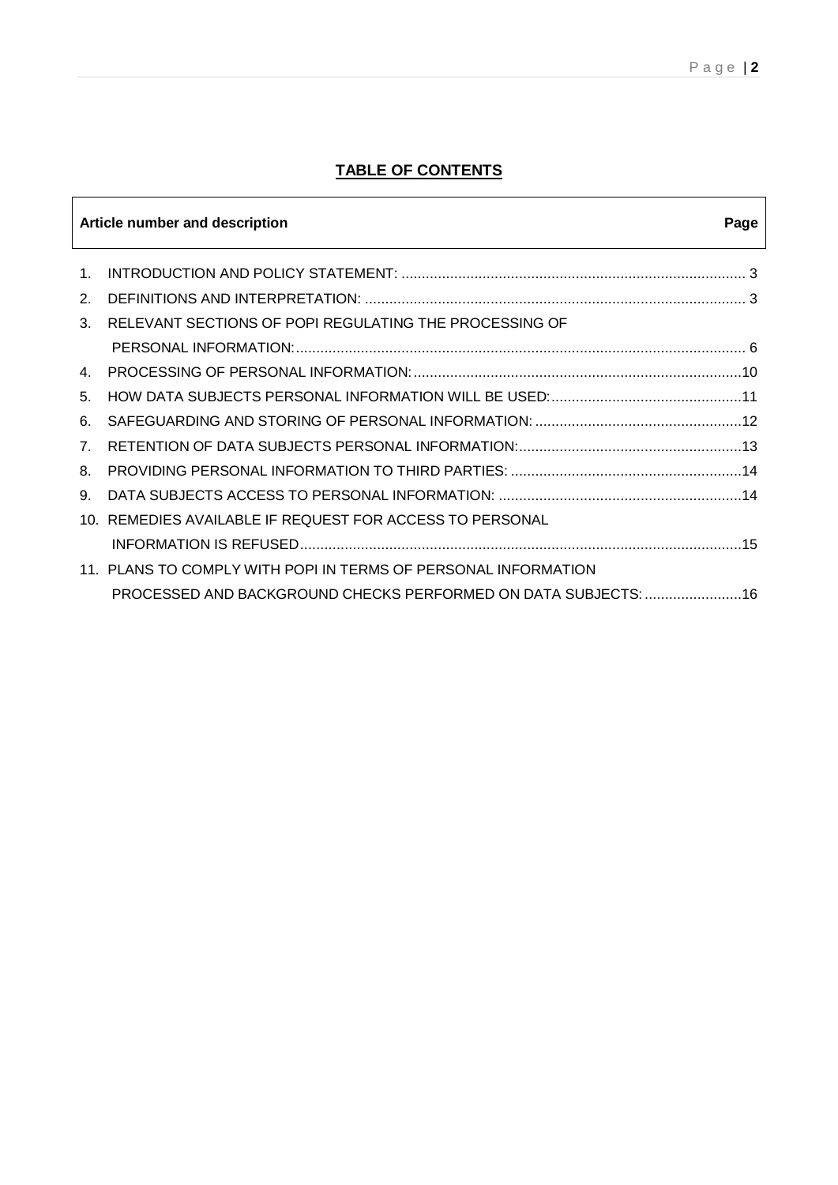## TABLE OF CONTENTS

| Article number and description | Page |
|---|---|
| 1. INTRODUCTION AND POLICY STATEMENT: | 3 |
| 2. DEFINITIONS AND INTERPRETATION: | 3 |
| 3. RELEVANT SECTIONS OF POPI REGULATING THE PROCESSING OF PERSONAL INFORMATION: | 6 |
| 4. PROCESSING OF PERSONAL INFORMATION: | 10 |
| 5. HOW DATA SUBJECTS PERSONAL INFORMATION WILL BE USED: | 11 |
| 6. SAFEGUARDING AND STORING OF PERSONAL INFORMATION: | 12 |
| 7. RETENTION OF DATA SUBJECTS PERSONAL INFORMATION: | 13 |
| 8. PROVIDING PERSONAL INFORMATION TO THIRD PARTIES: | 14 |
| 9. DATA SUBJECTS ACCESS TO PERSONAL INFORMATION: | 14 |
| 10. REMEDIES AVAILABLE IF REQUEST FOR ACCESS TO PERSONAL INFORMATION IS REFUSED | 15 |
| 11. PLANS TO COMPLY WITH POPI IN TERMS OF PERSONAL INFORMATION PROCESSED AND BACKGROUND CHECKS PERFORMED ON DATA SUBJECTS: | 16 |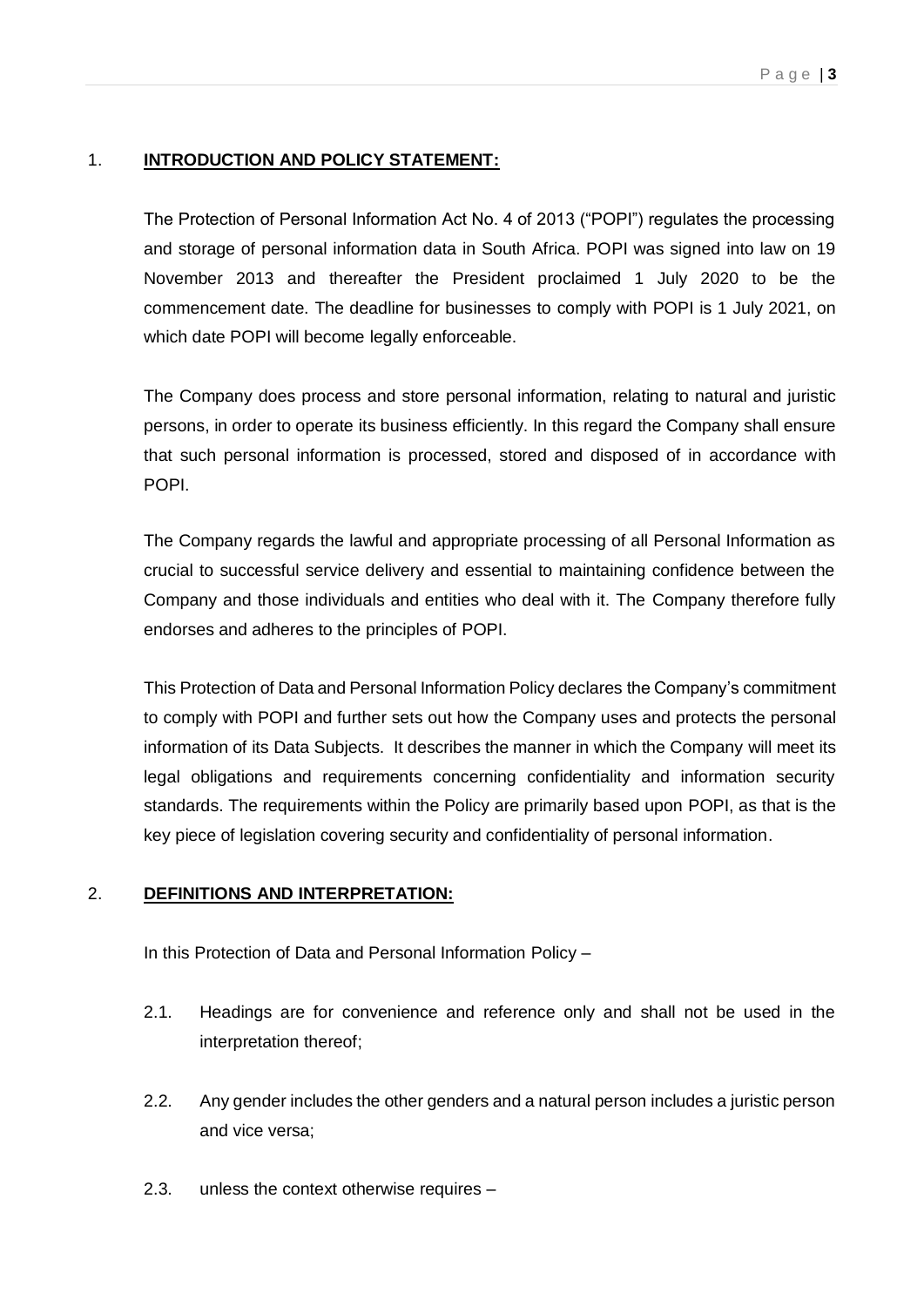## 1. **INTRODUCTION AND POLICY STATEMENT:**

The Protection of Personal Information Act No. 4 of 2013 ("POPI") regulates the processing and storage of personal information data in South Africa. POPI was signed into law on 19 November 2013 and thereafter the President proclaimed 1 July 2020 to be the commencement date. The deadline for businesses to comply with POPI is 1 July 2021, on which date POPI will become legally enforceable.

The Company does process and store personal information, relating to natural and juristic persons, in order to operate its business efficiently. In this regard the Company shall ensure that such personal information is processed, stored and disposed of in accordance with POPI.

The Company regards the lawful and appropriate processing of all Personal Information as crucial to successful service delivery and essential to maintaining confidence between the Company and those individuals and entities who deal with it. The Company therefore fully endorses and adheres to the principles of POPI.

This Protection of Data and Personal Information Policy declares the Company's commitment to comply with POPI and further sets out how the Company uses and protects the personal information of its Data Subjects. It describes the manner in which the Company will meet its legal obligations and requirements concerning confidentiality and information security standards. The requirements within the Policy are primarily based upon POPI, as that is the key piece of legislation covering security and confidentiality of personal information.

## 2. **DEFINITIONS AND INTERPRETATION:**

In this Protection of Data and Personal Information Policy –

2.1. Headings are for convenience and reference only and shall not be used in the interpretation thereof;

2.2. Any gender includes the other genders and a natural person includes a juristic person and vice versa;

2.3. unless the context otherwise requires –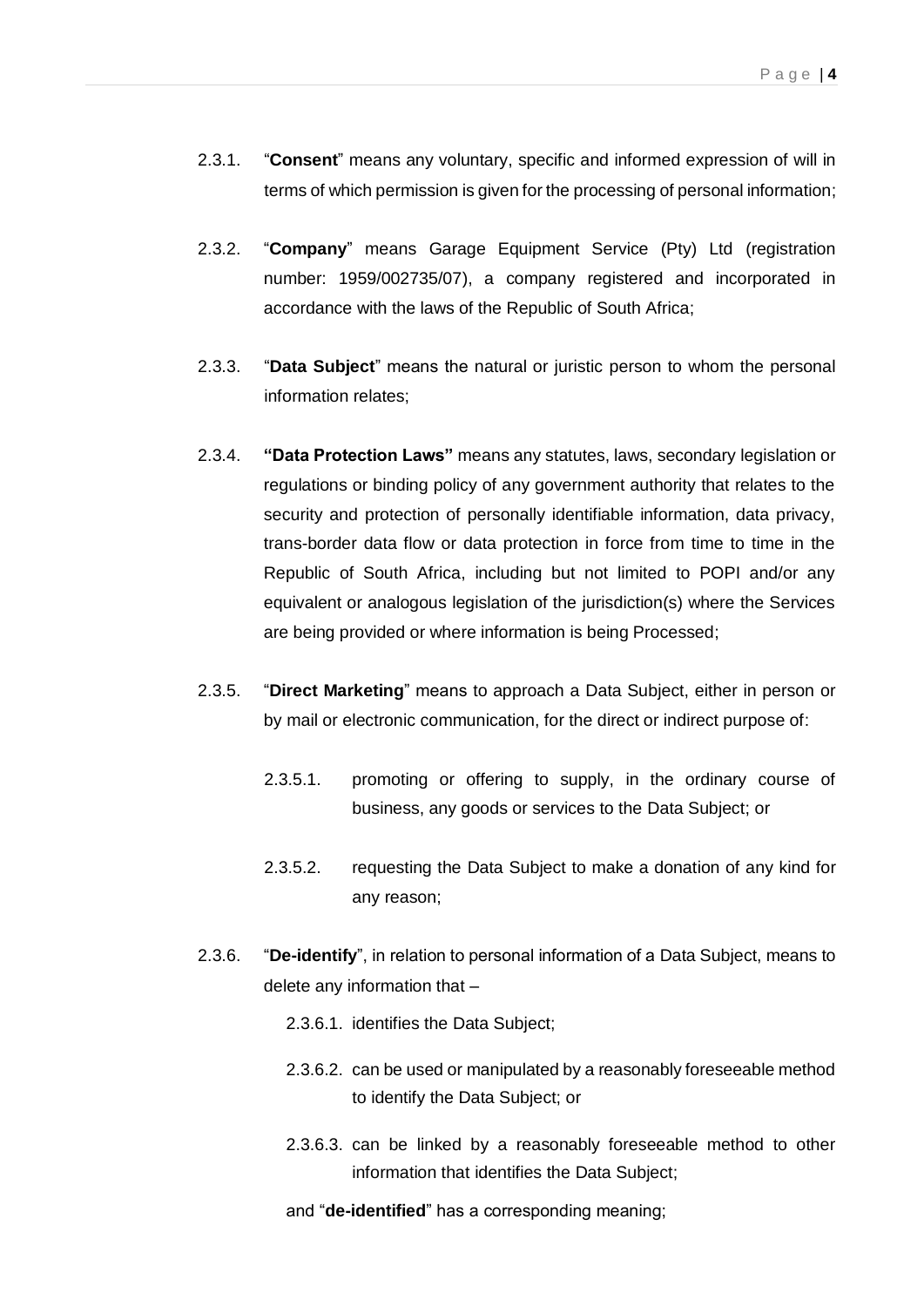2.3.1. "**Consent**" means any voluntary, specific and informed expression of will in terms of which permission is given for the processing of personal information;

2.3.2. "**Company**" means Garage Equipment Service (Pty) Ltd (registration number: 1959/002735/07), a company registered and incorporated in accordance with the laws of the Republic of South Africa;

2.3.3. "**Data Subject**" means the natural or juristic person to whom the personal information relates;

2.3.4. **"Data Protection Laws"** means any statutes, laws, secondary legislation or regulations or binding policy of any government authority that relates to the security and protection of personally identifiable information, data privacy, trans-border data flow or data protection in force from time to time in the Republic of South Africa, including but not limited to POPI and/or any equivalent or analogous legislation of the jurisdiction(s) where the Services are being provided or where information is being Processed;

2.3.5. "**Direct Marketing**" means to approach a Data Subject, either in person or by mail or electronic communication, for the direct or indirect purpose of:

   2.3.5.1. promoting or offering to supply, in the ordinary course of business, any goods or services to the Data Subject; or

   2.3.5.2. requesting the Data Subject to make a donation of any kind for any reason;

2.3.6. "**De-identify**", in relation to personal information of a Data Subject, means to delete any information that –

   2.3.6.1. identifies the Data Subject;

   2.3.6.2. can be used or manipulated by a reasonably foreseeable method to identify the Data Subject; or

   2.3.6.3. can be linked by a reasonably foreseeable method to other information that identifies the Data Subject;

   and "**de-identified**" has a corresponding meaning;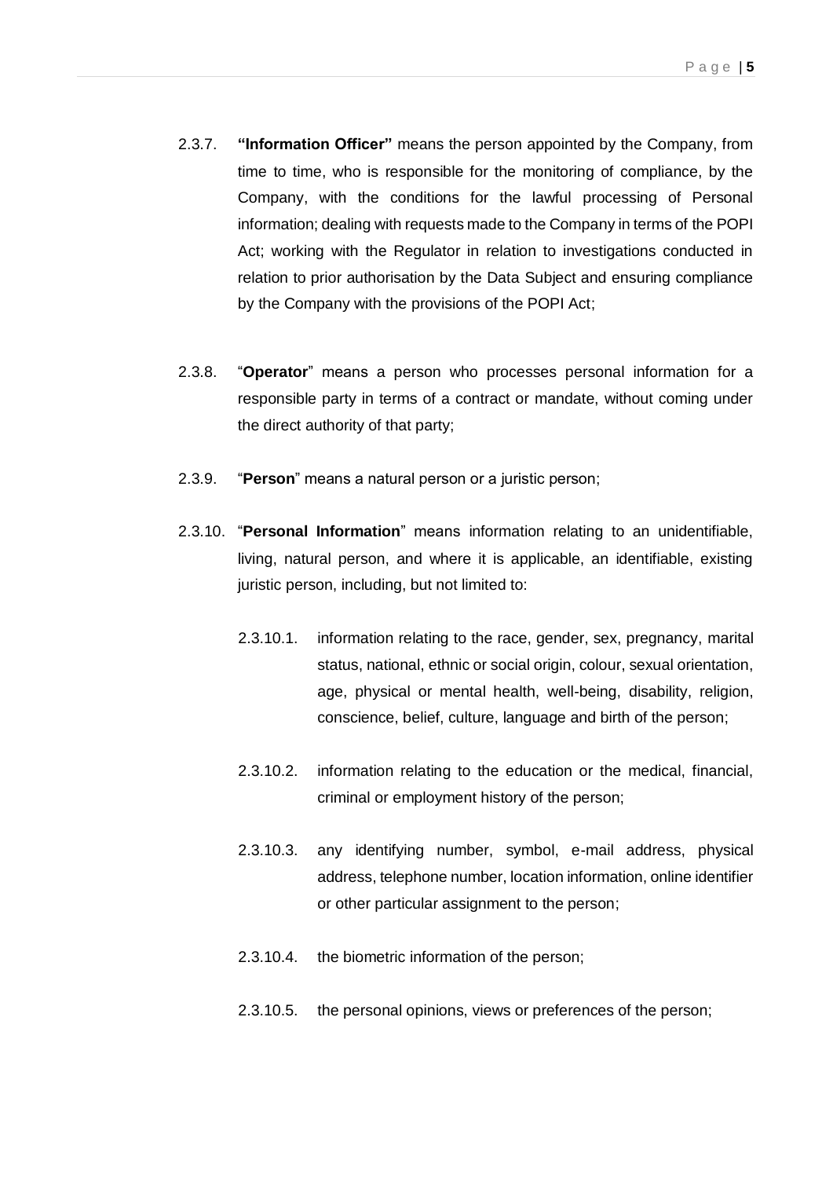2.3.7. **"Information Officer"** means the person appointed by the Company, from time to time, who is responsible for the monitoring of compliance, by the Company, with the conditions for the lawful processing of Personal information; dealing with requests made to the Company in terms of the POPI Act; working with the Regulator in relation to investigations conducted in relation to prior authorisation by the Data Subject and ensuring compliance by the Company with the provisions of the POPI Act;

2.3.8. "**Operator**" means a person who processes personal information for a responsible party in terms of a contract or mandate, without coming under the direct authority of that party;

2.3.9. "**Person**" means a natural person or a juristic person;

2.3.10. "**Personal Information**" means information relating to an unidentifiable, living, natural person, and where it is applicable, an identifiable, existing juristic person, including, but not limited to:

2.3.10.1. information relating to the race, gender, sex, pregnancy, marital status, national, ethnic or social origin, colour, sexual orientation, age, physical or mental health, well-being, disability, religion, conscience, belief, culture, language and birth of the person;

2.3.10.2. information relating to the education or the medical, financial, criminal or employment history of the person;

2.3.10.3. any identifying number, symbol, e-mail address, physical address, telephone number, location information, online identifier or other particular assignment to the person;

2.3.10.4. the biometric information of the person;

2.3.10.5. the personal opinions, views or preferences of the person;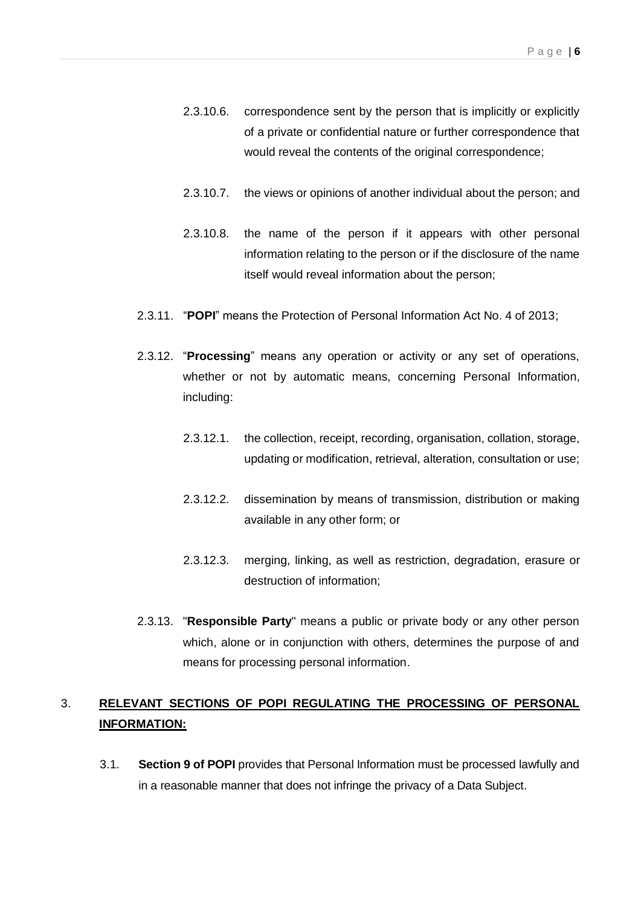2.3.10.6. correspondence sent by the person that is implicitly or explicitly of a private or confidential nature or further correspondence that would reveal the contents of the original correspondence;

2.3.10.7. the views or opinions of another individual about the person; and

2.3.10.8. the name of the person if it appears with other personal information relating to the person or if the disclosure of the name itself would reveal information about the person;

2.3.11. "**POPI**" means the Protection of Personal Information Act No. 4 of 2013;

2.3.12. "**Processing**" means any operation or activity or any set of operations, whether or not by automatic means, concerning Personal Information, including:

2.3.12.1. the collection, receipt, recording, organisation, collation, storage, updating or modification, retrieval, alteration, consultation or use;

2.3.12.2. dissemination by means of transmission, distribution or making available in any other form; or

2.3.12.3. merging, linking, as well as restriction, degradation, erasure or destruction of information;

2.3.13. "**Responsible Party**" means a public or private body or any other person which, alone or in conjunction with others, determines the purpose of and means for processing personal information.

## 3. <u>**RELEVANT SECTIONS OF POPI REGULATING THE PROCESSING OF PERSONAL INFORMATION:**</u>

3.1. **Section 9 of POPI** provides that Personal Information must be processed lawfully and in a reasonable manner that does not infringe the privacy of a Data Subject.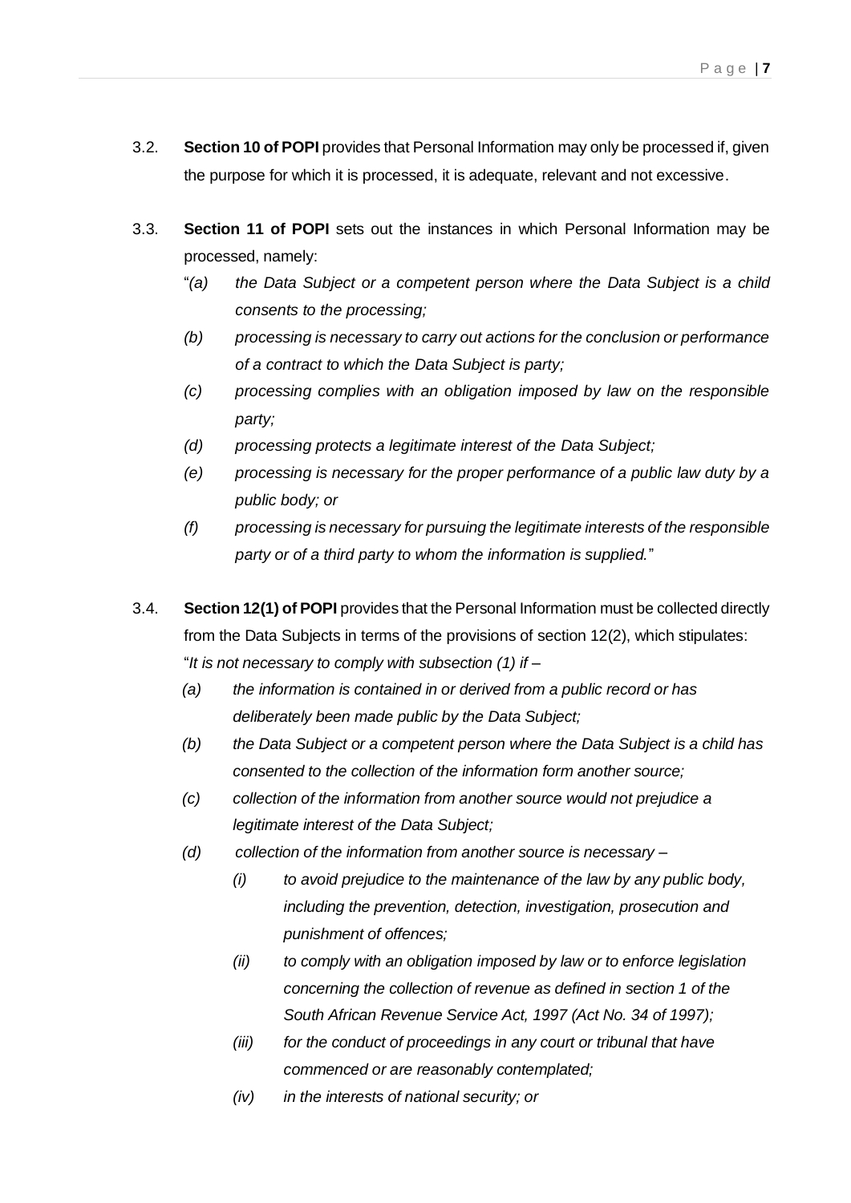3.2. **Section 10 of POPI** provides that Personal Information may only be processed if, given the purpose for which it is processed, it is adequate, relevant and not excessive.

3.3. **Section 11 of POPI** sets out the instances in which Personal Information may be processed, namely:

"*(a) the Data Subject or a competent person where the Data Subject is a child consents to the processing;*

*(b) processing is necessary to carry out actions for the conclusion or performance of a contract to which the Data Subject is party;*

*(c) processing complies with an obligation imposed by law on the responsible party;*

*(d) processing protects a legitimate interest of the Data Subject;*

*(e) processing is necessary for the proper performance of a public law duty by a public body; or*

*(f) processing is necessary for pursuing the legitimate interests of the responsible party or of a third party to whom the information is supplied.*"

3.4. **Section 12(1) of POPI** provides that the Personal Information must be collected directly from the Data Subjects in terms of the provisions of section 12(2), which stipulates:

"*It is not necessary to comply with subsection (1) if –*

*(a) the information is contained in or derived from a public record or has deliberately been made public by the Data Subject;*

*(b) the Data Subject or a competent person where the Data Subject is a child has consented to the collection of the information form another source;*

*(c) collection of the information from another source would not prejudice a legitimate interest of the Data Subject;*

*(d) collection of the information from another source is necessary –*

*(i) to avoid prejudice to the maintenance of the law by any public body, including the prevention, detection, investigation, prosecution and punishment of offences;*

*(ii) to comply with an obligation imposed by law or to enforce legislation concerning the collection of revenue as defined in section 1 of the South African Revenue Service Act, 1997 (Act No. 34 of 1997);*

*(iii) for the conduct of proceedings in any court or tribunal that have commenced or are reasonably contemplated;*

*(iv) in the interests of national security; or*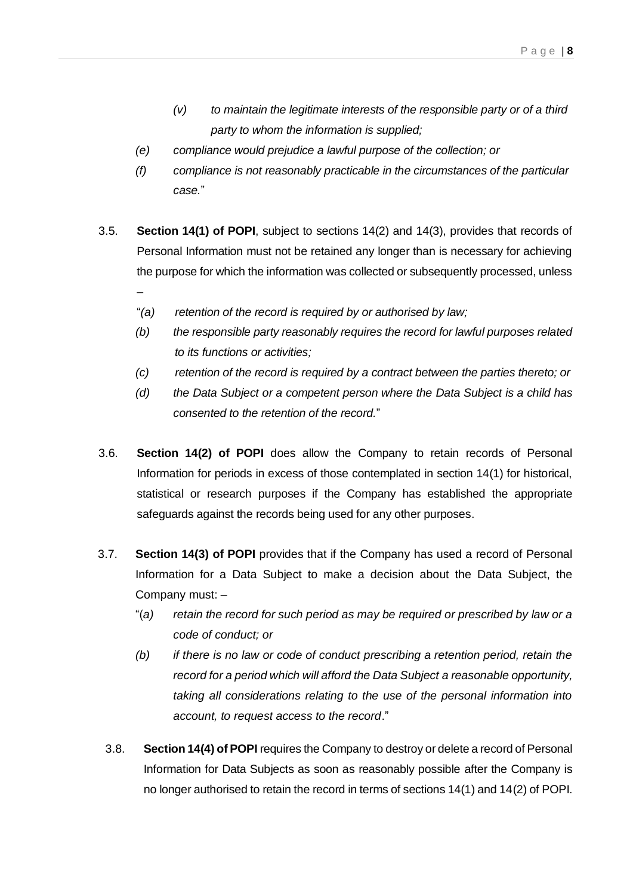*(v) to maintain the legitimate interests of the responsible party or of a third party to whom the information is supplied;*

*(e) compliance would prejudice a lawful purpose of the collection; or*

*(f) compliance is not reasonably practicable in the circumstances of the particular case.*"

3.5. **Section 14(1) of POPI**, subject to sections 14(2) and 14(3), provides that records of Personal Information must not be retained any longer than is necessary for achieving the purpose for which the information was collected or subsequently processed, unless –

"*(a) retention of the record is required by or authorised by law;*

*(b) the responsible party reasonably requires the record for lawful purposes related to its functions or activities;*

*(c) retention of the record is required by a contract between the parties thereto; or*

*(d) the Data Subject or a competent person where the Data Subject is a child has consented to the retention of the record.*"

3.6. **Section 14(2) of POPI** does allow the Company to retain records of Personal Information for periods in excess of those contemplated in section 14(1) for historical, statistical or research purposes if the Company has established the appropriate safeguards against the records being used for any other purposes.

3.7. **Section 14(3) of POPI** provides that if the Company has used a record of Personal Information for a Data Subject to make a decision about the Data Subject, the Company must: –

"*(a) retain the record for such period as may be required or prescribed by law or a code of conduct; or*

*(b) if there is no law or code of conduct prescribing a retention period, retain the record for a period which will afford the Data Subject a reasonable opportunity, taking all considerations relating to the use of the personal information into account, to request access to the record*."

3.8. **Section 14(4) of POPI** requires the Company to destroy or delete a record of Personal Information for Data Subjects as soon as reasonably possible after the Company is no longer authorised to retain the record in terms of sections 14(1) and 14(2) of POPI.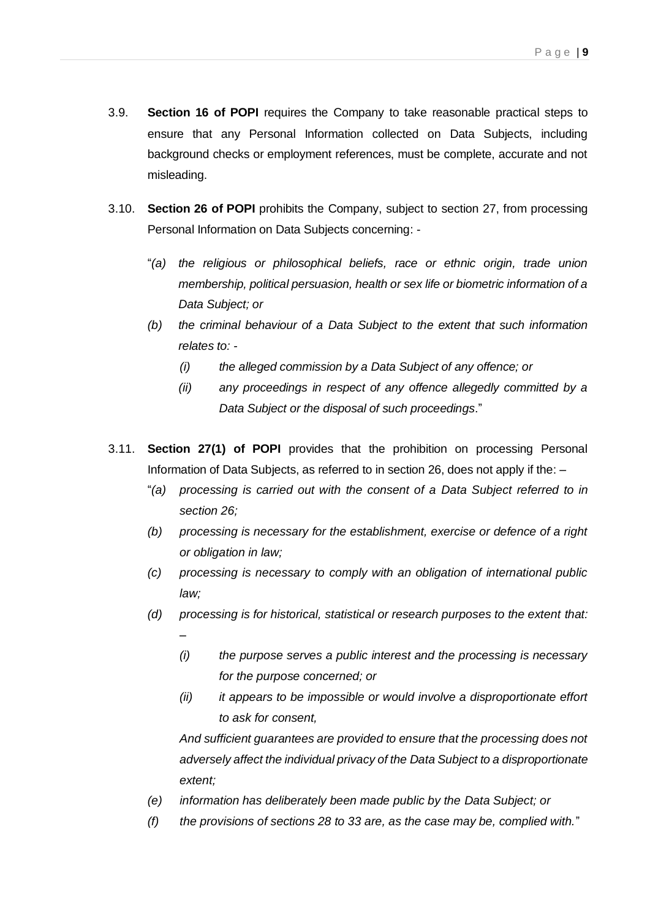3.9. **Section 16 of POPI** requires the Company to take reasonable practical steps to ensure that any Personal Information collected on Data Subjects, including background checks or employment references, must be complete, accurate and not misleading.

3.10. **Section 26 of POPI** prohibits the Company, subject to section 27, from processing Personal Information on Data Subjects concerning: -

"*(a) the religious or philosophical beliefs, race or ethnic origin, trade union membership, political persuasion, health or sex life or biometric information of a Data Subject; or*

*(b) the criminal behaviour of a Data Subject to the extent that such information relates to: -*

*(i) the alleged commission by a Data Subject of any offence; or*

*(ii) any proceedings in respect of any offence allegedly committed by a Data Subject or the disposal of such proceedings*."

3.11. **Section 27(1) of POPI** provides that the prohibition on processing Personal Information of Data Subjects, as referred to in section 26, does not apply if the: –

"*(a) processing is carried out with the consent of a Data Subject referred to in section 26;*

*(b) processing is necessary for the establishment, exercise or defence of a right or obligation in law;*

*(c) processing is necessary to comply with an obligation of international public law;*

*(d) processing is for historical, statistical or research purposes to the extent that: –*

*(i) the purpose serves a public interest and the processing is necessary for the purpose concerned; or*

*(ii) it appears to be impossible or would involve a disproportionate effort to ask for consent,*

*And sufficient guarantees are provided to ensure that the processing does not adversely affect the individual privacy of the Data Subject to a disproportionate extent;*

*(e) information has deliberately been made public by the Data Subject; or*

*(f) the provisions of sections 28 to 33 are, as the case may be, complied with.*"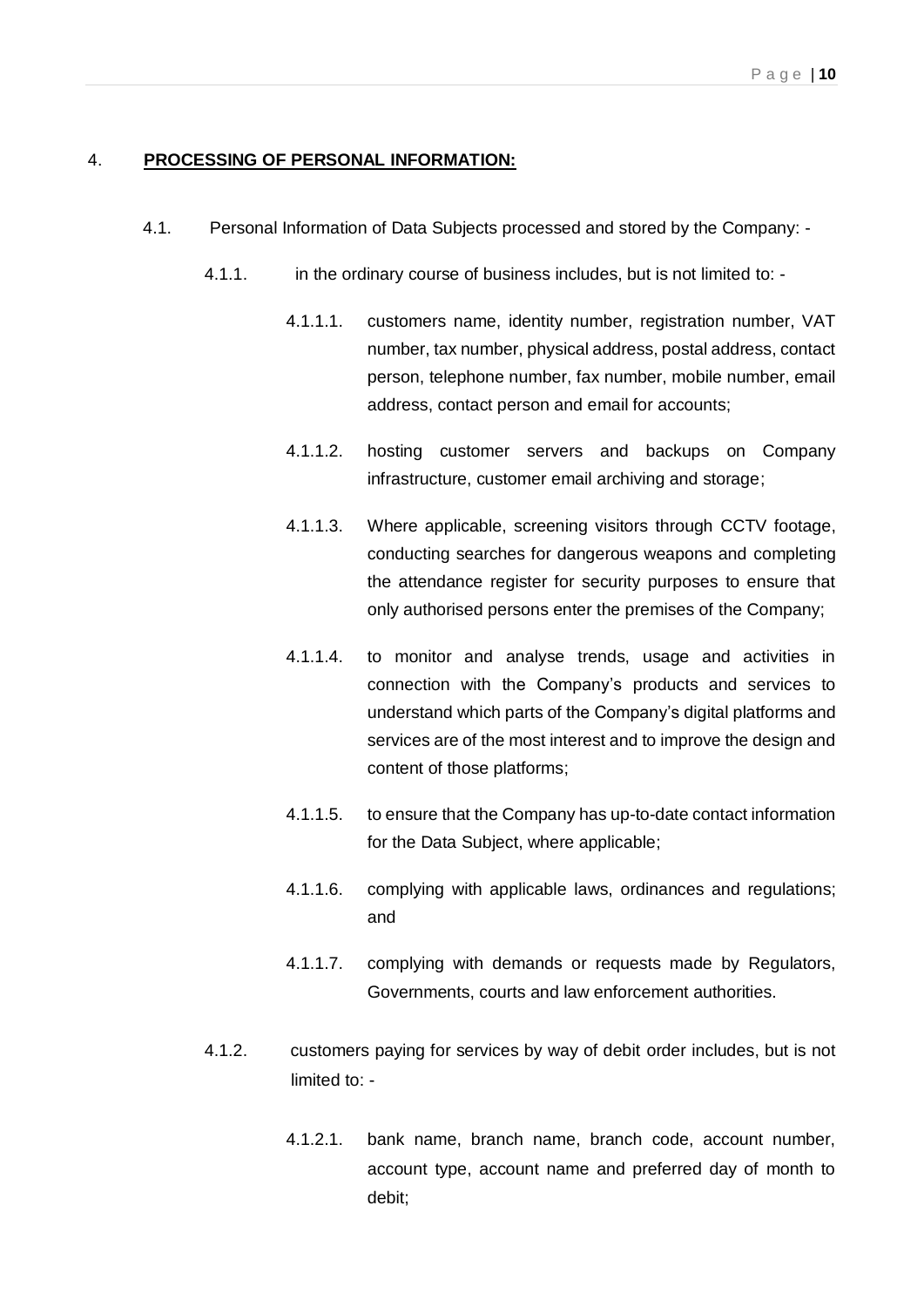## 4. **PROCESSING OF PERSONAL INFORMATION:**

4.1. Personal Information of Data Subjects processed and stored by the Company: -

4.1.1. in the ordinary course of business includes, but is not limited to: -

4.1.1.1. customers name, identity number, registration number, VAT number, tax number, physical address, postal address, contact person, telephone number, fax number, mobile number, email address, contact person and email for accounts;

4.1.1.2. hosting customer servers and backups on Company infrastructure, customer email archiving and storage;

4.1.1.3. Where applicable, screening visitors through CCTV footage, conducting searches for dangerous weapons and completing the attendance register for security purposes to ensure that only authorised persons enter the premises of the Company;

4.1.1.4. to monitor and analyse trends, usage and activities in connection with the Company's products and services to understand which parts of the Company's digital platforms and services are of the most interest and to improve the design and content of those platforms;

4.1.1.5. to ensure that the Company has up-to-date contact information for the Data Subject, where applicable;

4.1.1.6. complying with applicable laws, ordinances and regulations; and

4.1.1.7. complying with demands or requests made by Regulators, Governments, courts and law enforcement authorities.

4.1.2. customers paying for services by way of debit order includes, but is not limited to: -

4.1.2.1. bank name, branch name, branch code, account number, account type, account name and preferred day of month to debit;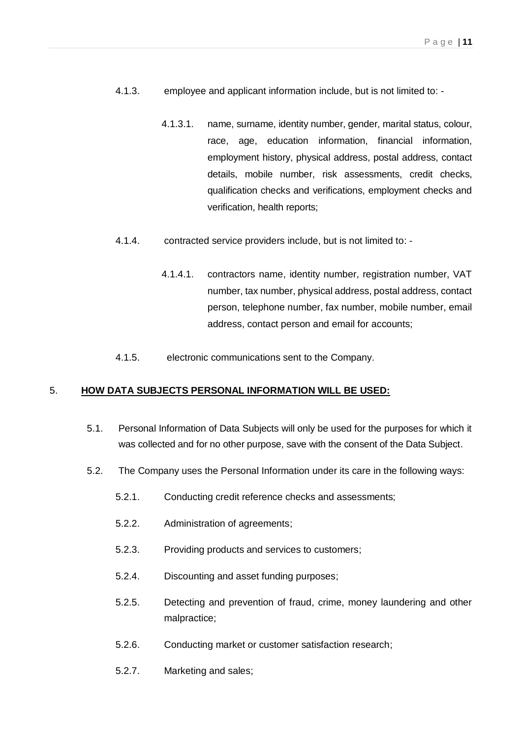4.1.3. employee and applicant information include, but is not limited to: -

4.1.3.1. name, surname, identity number, gender, marital status, colour, race, age, education information, financial information, employment history, physical address, postal address, contact details, mobile number, risk assessments, credit checks, qualification checks and verifications, employment checks and verification, health reports;

4.1.4. contracted service providers include, but is not limited to: -

4.1.4.1. contractors name, identity number, registration number, VAT number, tax number, physical address, postal address, contact person, telephone number, fax number, mobile number, email address, contact person and email for accounts;

4.1.5. electronic communications sent to the Company.

## 5. **<u>HOW DATA SUBJECTS PERSONAL INFORMATION WILL BE USED:</u>**

5.1. Personal Information of Data Subjects will only be used for the purposes for which it was collected and for no other purpose, save with the consent of the Data Subject.

5.2. The Company uses the Personal Information under its care in the following ways:

5.2.1. Conducting credit reference checks and assessments;

5.2.2. Administration of agreements;

5.2.3. Providing products and services to customers;

5.2.4. Discounting and asset funding purposes;

5.2.5. Detecting and prevention of fraud, crime, money laundering and other malpractice;

5.2.6. Conducting market or customer satisfaction research;

5.2.7. Marketing and sales;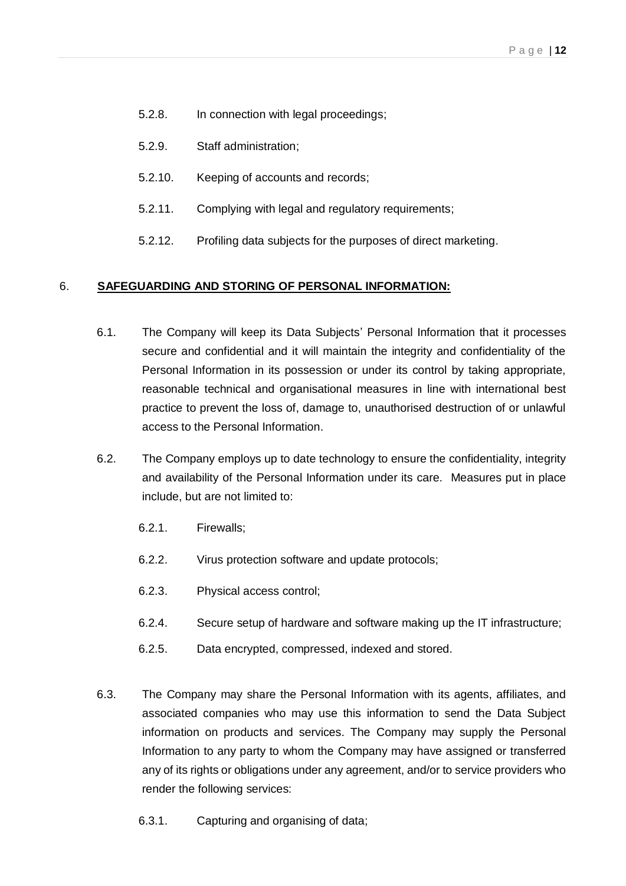5.2.8. In connection with legal proceedings;

5.2.9. Staff administration;

5.2.10. Keeping of accounts and records;

5.2.11. Complying with legal and regulatory requirements;

5.2.12. Profiling data subjects for the purposes of direct marketing.

6. **<u>SAFEGUARDING AND STORING OF PERSONAL INFORMATION:</u>**

6.1. The Company will keep its Data Subjects' Personal Information that it processes secure and confidential and it will maintain the integrity and confidentiality of the Personal Information in its possession or under its control by taking appropriate, reasonable technical and organisational measures in line with international best practice to prevent the loss of, damage to, unauthorised destruction of or unlawful access to the Personal Information.

6.2. The Company employs up to date technology to ensure the confidentiality, integrity and availability of the Personal Information under its care. Measures put in place include, but are not limited to:

6.2.1. Firewalls;

6.2.2. Virus protection software and update protocols;

6.2.3. Physical access control;

6.2.4. Secure setup of hardware and software making up the IT infrastructure;

6.2.5. Data encrypted, compressed, indexed and stored.

6.3. The Company may share the Personal Information with its agents, affiliates, and associated companies who may use this information to send the Data Subject information on products and services. The Company may supply the Personal Information to any party to whom the Company may have assigned or transferred any of its rights or obligations under any agreement, and/or to service providers who render the following services:

6.3.1. Capturing and organising of data;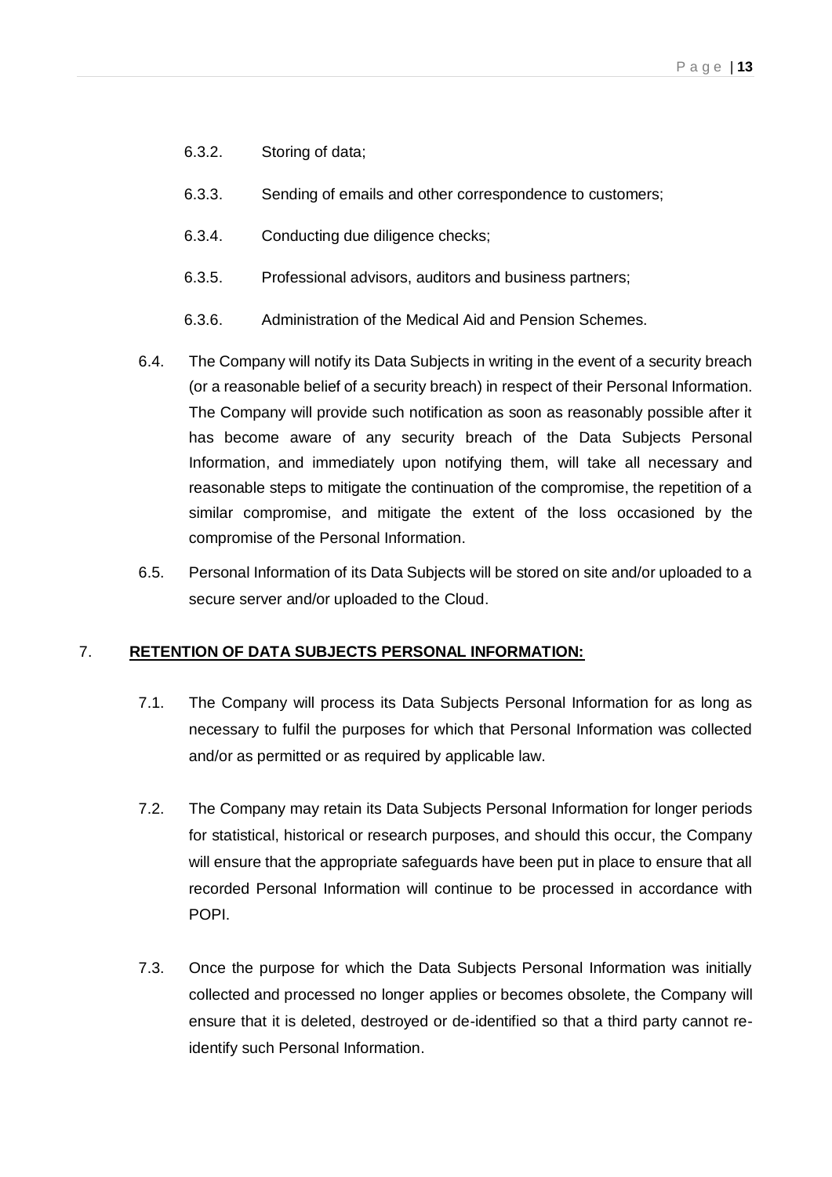6.3.2. Storing of data;

6.3.3. Sending of emails and other correspondence to customers;

6.3.4. Conducting due diligence checks;

6.3.5. Professional advisors, auditors and business partners;

6.3.6. Administration of the Medical Aid and Pension Schemes.

6.4. The Company will notify its Data Subjects in writing in the event of a security breach (or a reasonable belief of a security breach) in respect of their Personal Information. The Company will provide such notification as soon as reasonably possible after it has become aware of any security breach of the Data Subjects Personal Information, and immediately upon notifying them, will take all necessary and reasonable steps to mitigate the continuation of the compromise, the repetition of a similar compromise, and mitigate the extent of the loss occasioned by the compromise of the Personal Information.

6.5. Personal Information of its Data Subjects will be stored on site and/or uploaded to a secure server and/or uploaded to the Cloud.

## 7. **<u>RETENTION OF DATA SUBJECTS PERSONAL INFORMATION:</u>**

7.1. The Company will process its Data Subjects Personal Information for as long as necessary to fulfil the purposes for which that Personal Information was collected and/or as permitted or as required by applicable law.

7.2. The Company may retain its Data Subjects Personal Information for longer periods for statistical, historical or research purposes, and should this occur, the Company will ensure that the appropriate safeguards have been put in place to ensure that all recorded Personal Information will continue to be processed in accordance with POPI.

7.3. Once the purpose for which the Data Subjects Personal Information was initially collected and processed no longer applies or becomes obsolete, the Company will ensure that it is deleted, destroyed or de-identified so that a third party cannot re-identify such Personal Information.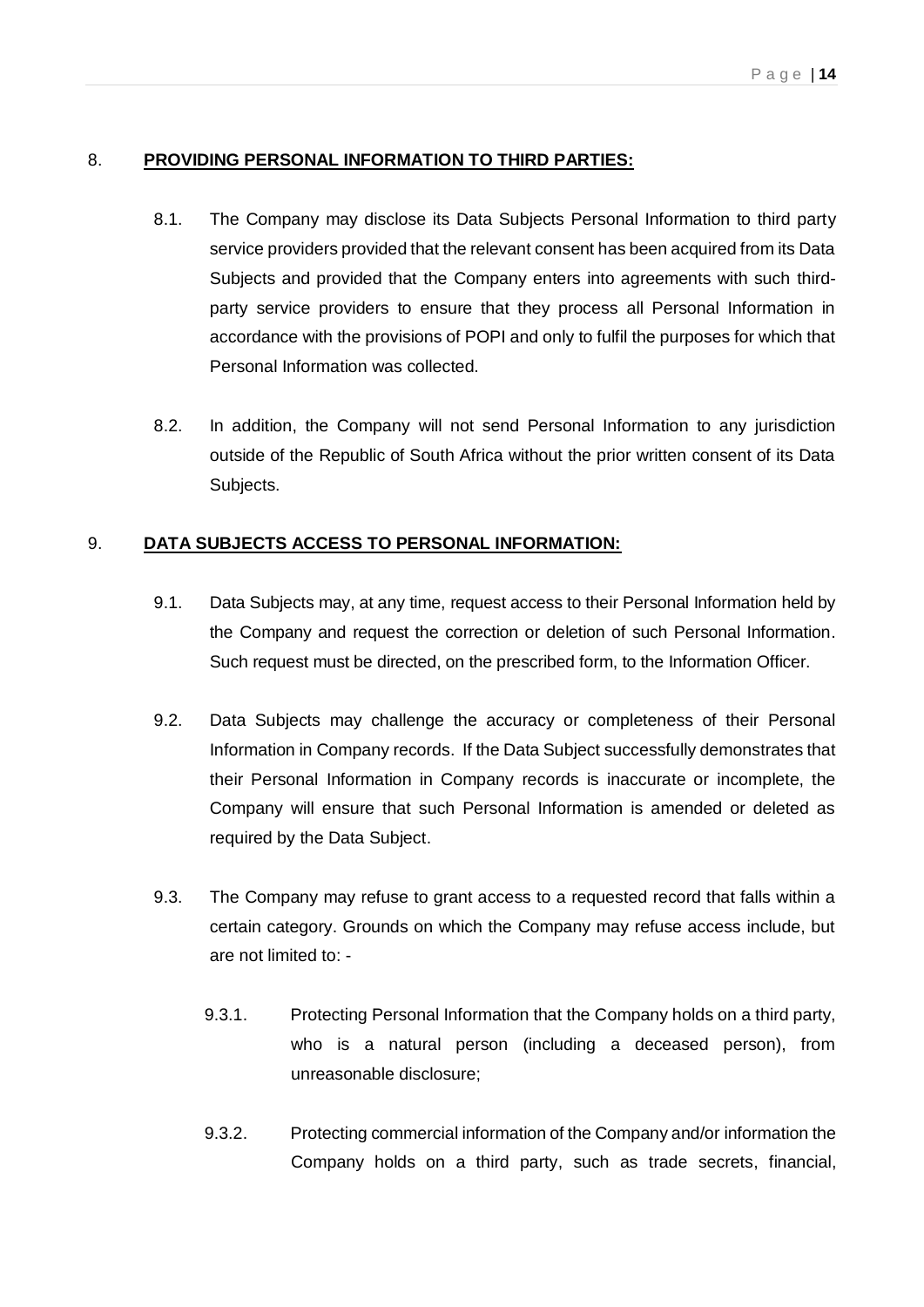## 8. **PROVIDING PERSONAL INFORMATION TO THIRD PARTIES:**

8.1. The Company may disclose its Data Subjects Personal Information to third party service providers provided that the relevant consent has been acquired from its Data Subjects and provided that the Company enters into agreements with such third-party service providers to ensure that they process all Personal Information in accordance with the provisions of POPI and only to fulfil the purposes for which that Personal Information was collected.

8.2. In addition, the Company will not send Personal Information to any jurisdiction outside of the Republic of South Africa without the prior written consent of its Data Subjects.

## 9. **DATA SUBJECTS ACCESS TO PERSONAL INFORMATION:**

9.1. Data Subjects may, at any time, request access to their Personal Information held by the Company and request the correction or deletion of such Personal Information. Such request must be directed, on the prescribed form, to the Information Officer.

9.2. Data Subjects may challenge the accuracy or completeness of their Personal Information in Company records. If the Data Subject successfully demonstrates that their Personal Information in Company records is inaccurate or incomplete, the Company will ensure that such Personal Information is amended or deleted as required by the Data Subject.

9.3. The Company may refuse to grant access to a requested record that falls within a certain category. Grounds on which the Company may refuse access include, but are not limited to: -

9.3.1. Protecting Personal Information that the Company holds on a third party, who is a natural person (including a deceased person), from unreasonable disclosure;

9.3.2. Protecting commercial information of the Company and/or information the Company holds on a third party, such as trade secrets, financial,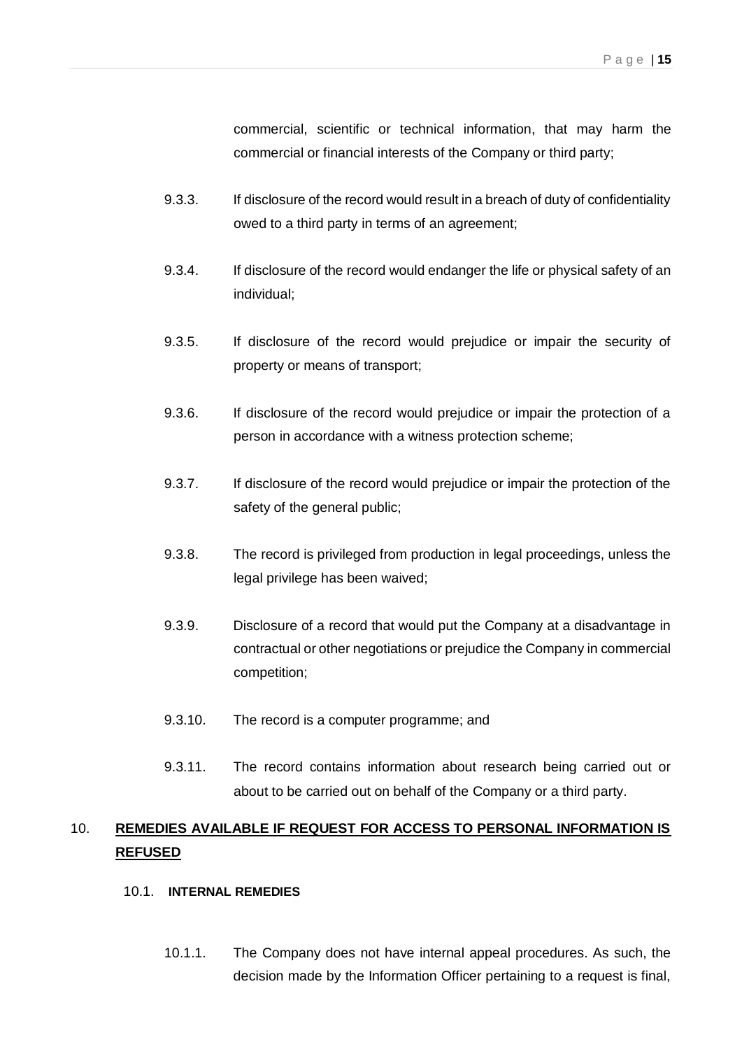commercial, scientific or technical information, that may harm the commercial or financial interests of the Company or third party;

9.3.3. If disclosure of the record would result in a breach of duty of confidentiality owed to a third party in terms of an agreement;

9.3.4. If disclosure of the record would endanger the life or physical safety of an individual;

9.3.5. If disclosure of the record would prejudice or impair the security of property or means of transport;

9.3.6. If disclosure of the record would prejudice or impair the protection of a person in accordance with a witness protection scheme;

9.3.7. If disclosure of the record would prejudice or impair the protection of the safety of the general public;

9.3.8. The record is privileged from production in legal proceedings, unless the legal privilege has been waived;

9.3.9. Disclosure of a record that would put the Company at a disadvantage in contractual or other negotiations or prejudice the Company in commercial competition;

9.3.10. The record is a computer programme; and

9.3.11. The record contains information about research being carried out or about to be carried out on behalf of the Company or a third party.

## 10. <u>**REMEDIES AVAILABLE IF REQUEST FOR ACCESS TO PERSONAL INFORMATION IS REFUSED**</u>

### 10.1. **INTERNAL REMEDIES**

10.1.1. The Company does not have internal appeal procedures. As such, the decision made by the Information Officer pertaining to a request is final,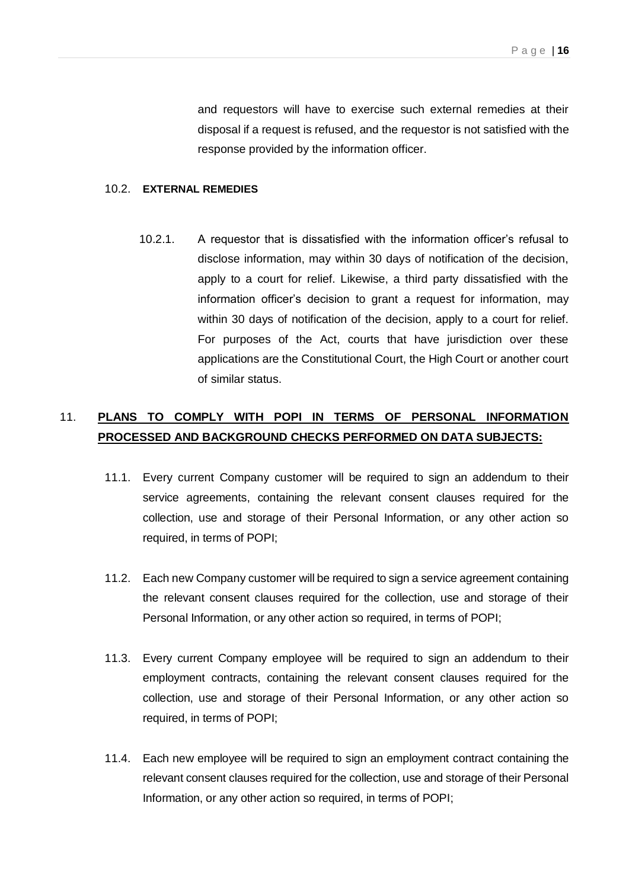and requestors will have to exercise such external remedies at their disposal if a request is refused, and the requestor is not satisfied with the response provided by the information officer.

10.2. **EXTERNAL REMEDIES**

10.2.1. A requestor that is dissatisfied with the information officer's refusal to disclose information, may within 30 days of notification of the decision, apply to a court for relief. Likewise, a third party dissatisfied with the information officer's decision to grant a request for information, may within 30 days of notification of the decision, apply to a court for relief. For purposes of the Act, courts that have jurisdiction over these applications are the Constitutional Court, the High Court or another court of similar status.

## 11. **PLANS TO COMPLY WITH POPI IN TERMS OF PERSONAL INFORMATION PROCESSED AND BACKGROUND CHECKS PERFORMED ON DATA SUBJECTS:**

11.1. Every current Company customer will be required to sign an addendum to their service agreements, containing the relevant consent clauses required for the collection, use and storage of their Personal Information, or any other action so required, in terms of POPI;

11.2. Each new Company customer will be required to sign a service agreement containing the relevant consent clauses required for the collection, use and storage of their Personal Information, or any other action so required, in terms of POPI;

11.3. Every current Company employee will be required to sign an addendum to their employment contracts, containing the relevant consent clauses required for the collection, use and storage of their Personal Information, or any other action so required, in terms of POPI;

11.4. Each new employee will be required to sign an employment contract containing the relevant consent clauses required for the collection, use and storage of their Personal Information, or any other action so required, in terms of POPI;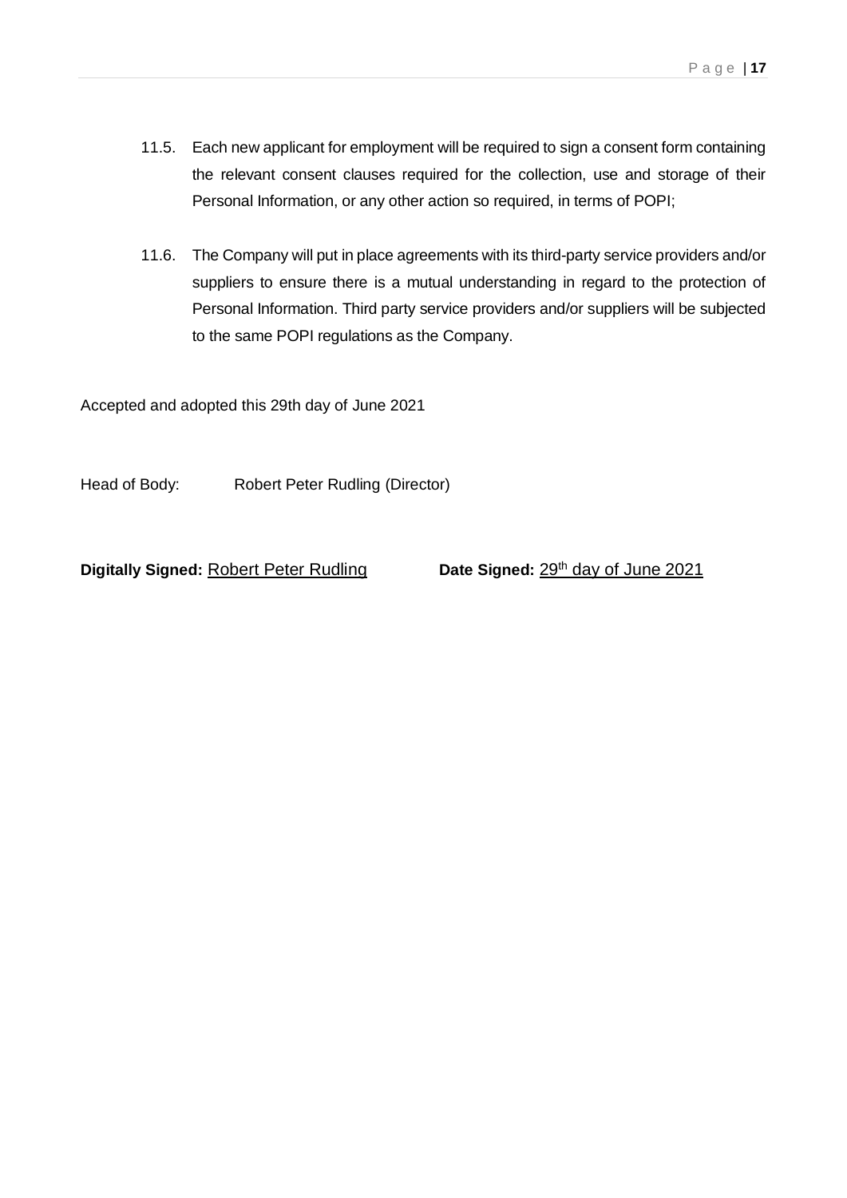11.5. Each new applicant for employment will be required to sign a consent form containing the relevant consent clauses required for the collection, use and storage of their Personal Information, or any other action so required, in terms of POPI;

11.6. The Company will put in place agreements with its third-party service providers and/or suppliers to ensure there is a mutual understanding in regard to the protection of Personal Information. Third party service providers and/or suppliers will be subjected to the same POPI regulations as the Company.

Accepted and adopted this 29th day of June 2021

Head of Body: Robert Peter Rudling (Director)

**Digitally Signed:** Robert Peter Rudling **Date Signed:** 29th day of June 2021